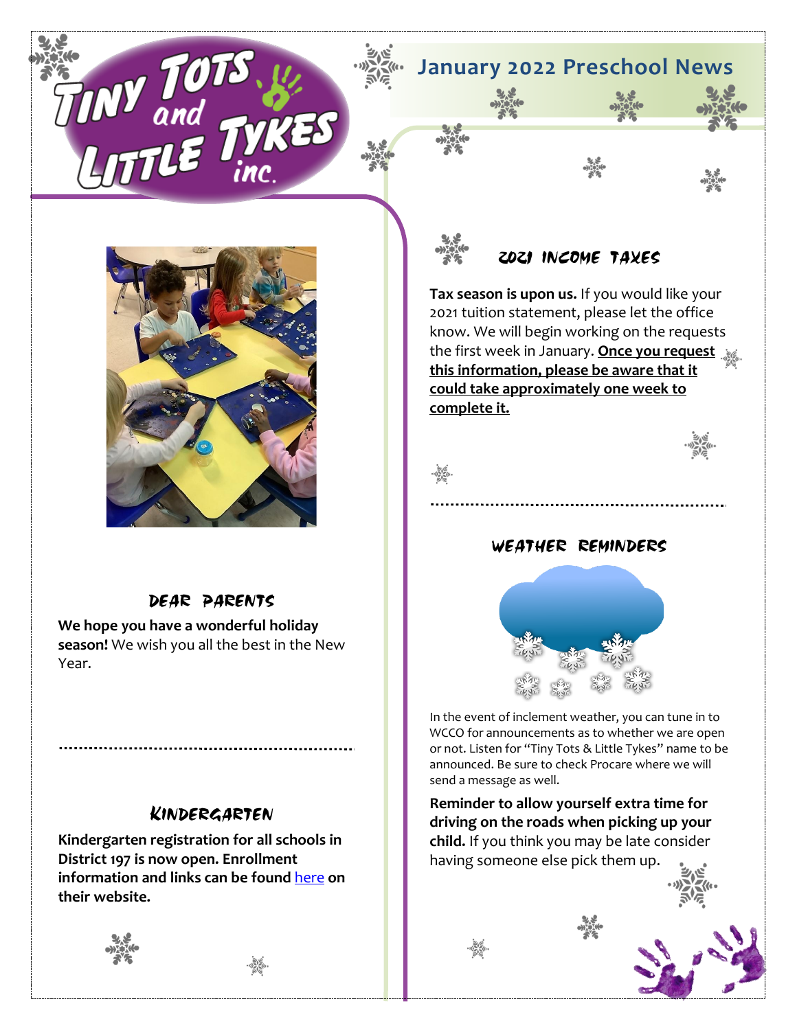# Tiny Tots and Little Tykes inc.

## January 2022 Preschool News

### Dear Parents

**We hope you have a wonderful holiday season!** We wish you all the best in the New Year.

### Kindergarten

**Kindergarten registration for all schools in District 197 is now open. Enrollment information and links can be found here on their website.**

### 2021 Income Taxes

**Tax season is upon us.** If you would like your 2021 tuition statement, please let the office know. We will begin working on the requests the first week in January. **Once you request this information, please be aware that it could take approximately one week to complete it.**

### Weather Reminders

In the event of inclement weather, you can tune in to WCCO for announcements as to whether we are open or not. Listen for "Tiny Tots & Little Tykes" name to be announced. Be sure to check Procare where we will send a message as well.

**Reminder to allow yourself extra time for driving on the roads when picking up your child.** If you think you may be late consider having someone else pick them up.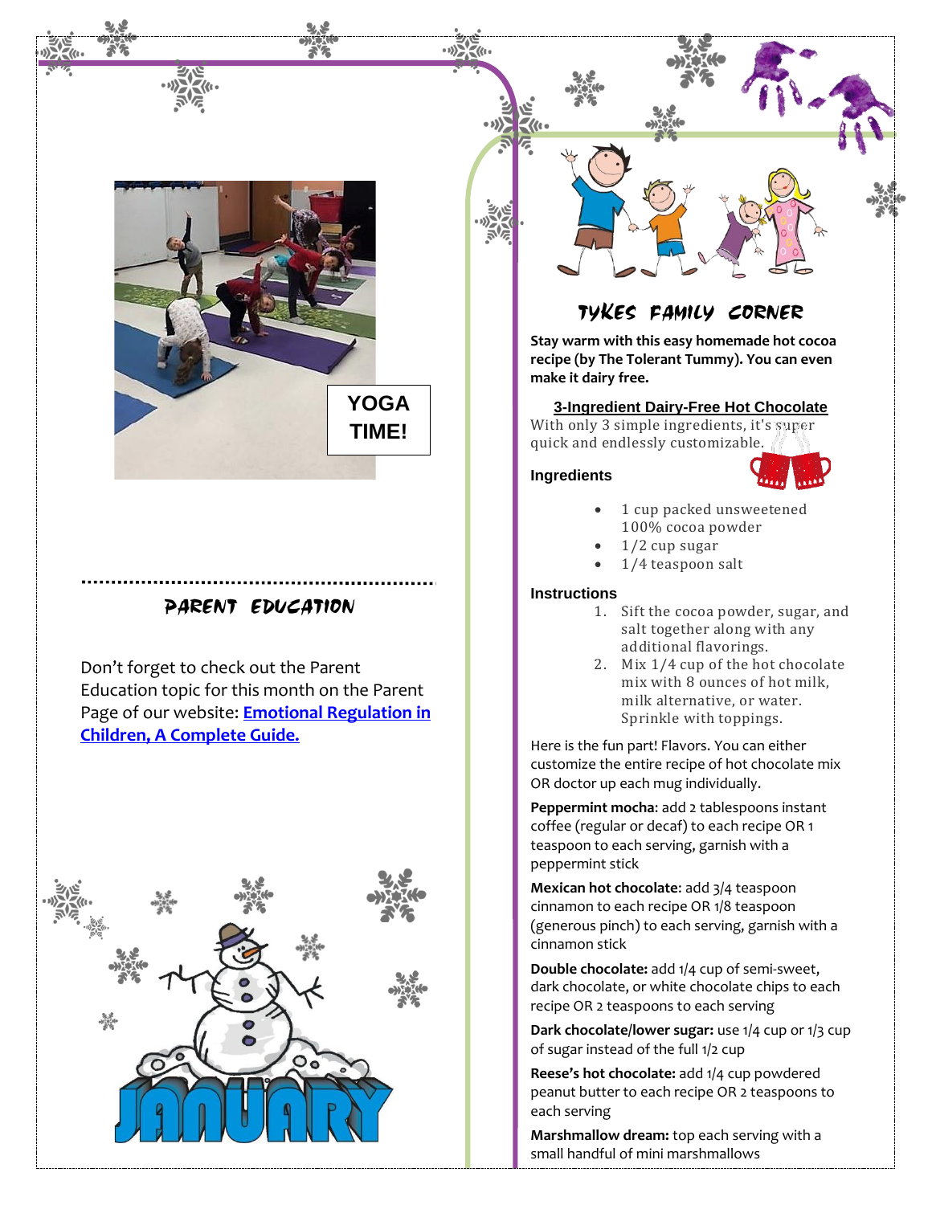YOGA TIME!

## Parent Education

Don't forget to check out the Parent Education topic for this month on the Parent Page of our website: **[Emotional Regulation in Children, A Complete Guide.]()**

JANUARY

## Tykes Family Corner

**Stay warm with this easy homemade hot cocoa recipe (by The Tolerant Tummy). You can even make it dairy free.**

### 3-Ingredient Dairy-Free Hot Chocolate

With only 3 simple ingredients, it's super quick and endlessly customizable.

#### Ingredients

- 1 cup packed unsweetened 100% cocoa powder
- 1/2 cup sugar
- 1/4 teaspoon salt

#### Instructions

1. Sift the cocoa powder, sugar, and salt together along with any additional flavorings.
2. Mix 1/4 cup of the hot chocolate mix with 8 ounces of hot milk, milk alternative, or water. Sprinkle with toppings.

Here is the fun part! Flavors. You can either customize the entire recipe of hot chocolate mix OR doctor up each mug individually.

**Peppermint mocha**: add 2 tablespoons instant coffee (regular or decaf) to each recipe OR 1 teaspoon to each serving, garnish with a peppermint stick

**Mexican hot chocolate**: add 3/4 teaspoon cinnamon to each recipe OR 1/8 teaspoon (generous pinch) to each serving, garnish with a cinnamon stick

**Double chocolate:** add 1/4 cup of semi-sweet, dark chocolate, or white chocolate chips to each recipe OR 2 teaspoons to each serving

**Dark chocolate/lower sugar:** use 1/4 cup or 1/3 cup of sugar instead of the full 1/2 cup

**Reese's hot chocolate:** add 1/4 cup powdered peanut butter to each recipe OR 2 teaspoons to each serving

**Marshmallow dream:** top each serving with a small handful of mini marshmallows